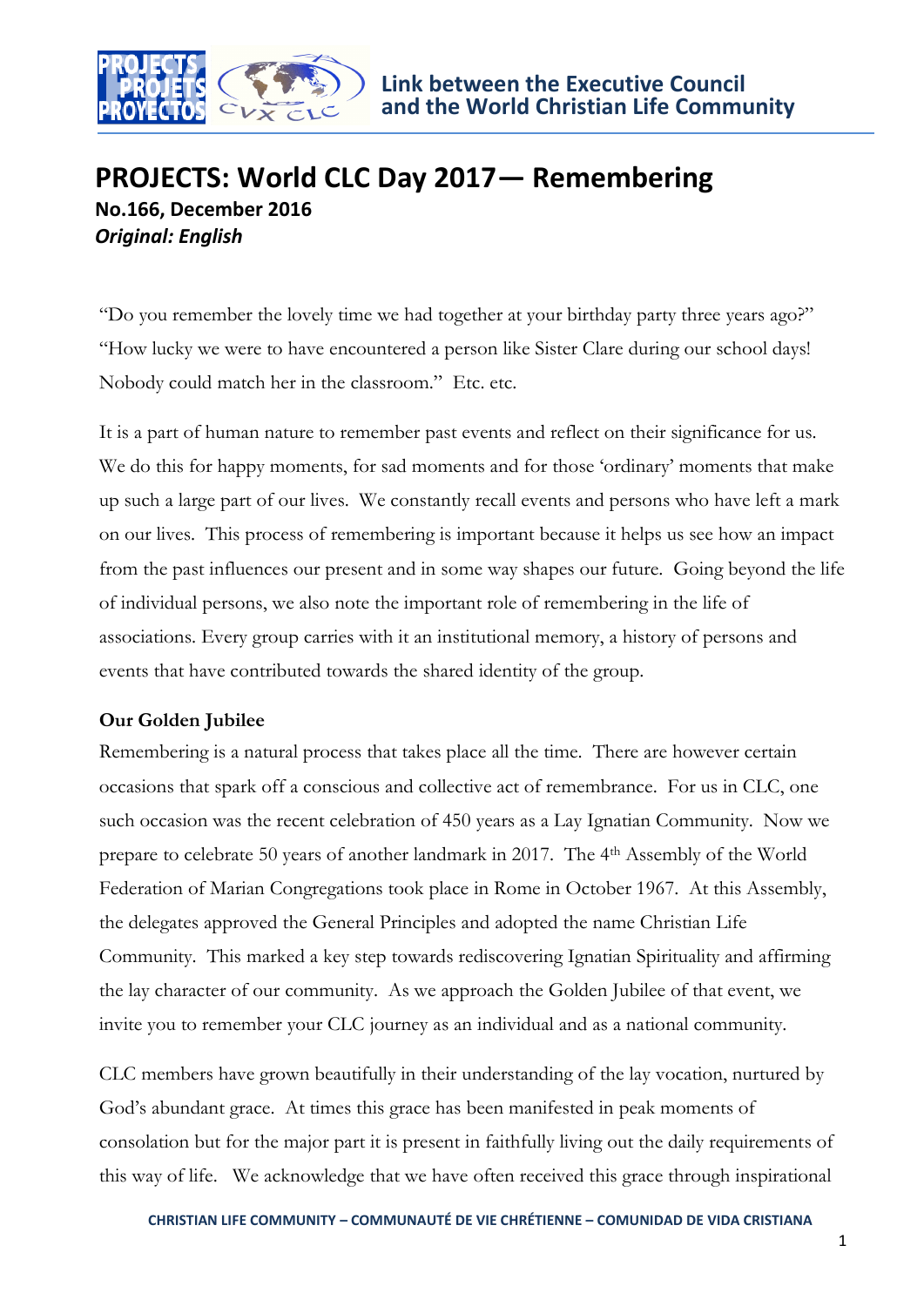Link between the Executive Council and the World Christian Life Community

# PROJECTS: World CLC Day 2017— Remembering

**No.166, December 2016**

***Original: English***

"Do you remember the lovely time we had together at your birthday party three years ago?" "How lucky we were to have encountered a person like Sister Clare during our school days! Nobody could match her in the classroom." Etc. etc.

It is a part of human nature to remember past events and reflect on their significance for us. We do this for happy moments, for sad moments and for those 'ordinary' moments that make up such a large part of our lives. We constantly recall events and persons who have left a mark on our lives. This process of remembering is important because it helps us see how an impact from the past influences our present and in some way shapes our future. Going beyond the life of individual persons, we also note the important role of remembering in the life of associations. Every group carries with it an institutional memory, a history of persons and events that have contributed towards the shared identity of the group.

**Our Golden Jubilee**

Remembering is a natural process that takes place all the time. There are however certain occasions that spark off a conscious and collective act of remembrance. For us in CLC, one such occasion was the recent celebration of 450 years as a Lay Ignatian Community. Now we prepare to celebrate 50 years of another landmark in 2017. The 4th Assembly of the World Federation of Marian Congregations took place in Rome in October 1967. At this Assembly, the delegates approved the General Principles and adopted the name Christian Life Community. This marked a key step towards rediscovering Ignatian Spirituality and affirming the lay character of our community. As we approach the Golden Jubilee of that event, we invite you to remember your CLC journey as an individual and as a national community.

CLC members have grown beautifully in their understanding of the lay vocation, nurtured by God's abundant grace. At times this grace has been manifested in peak moments of consolation but for the major part it is present in faithfully living out the daily requirements of this way of life. We acknowledge that we have often received this grace through inspirational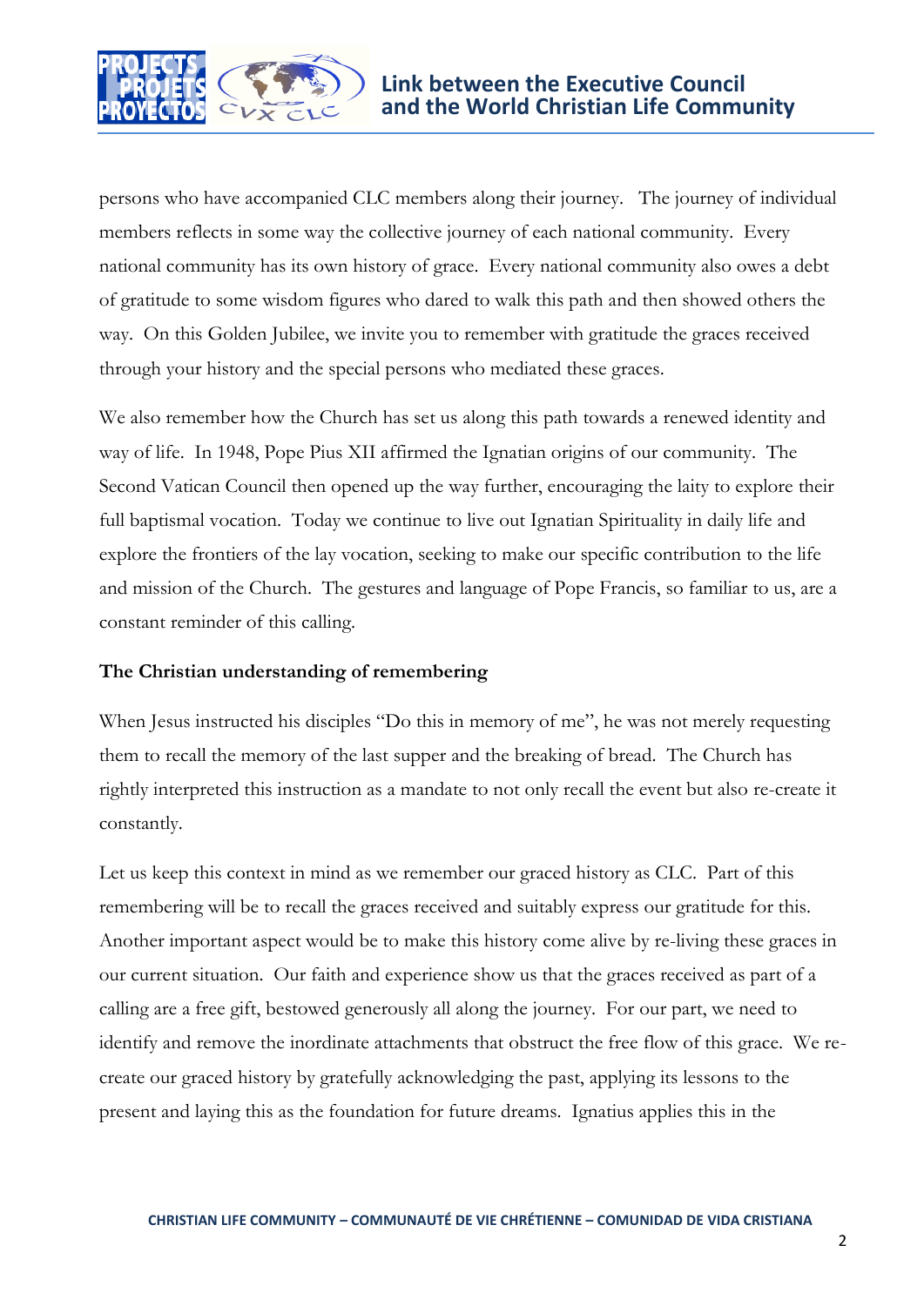persons who have accompanied CLC members along their journey. The journey of individual members reflects in some way the collective journey of each national community. Every national community has its own history of grace. Every national community also owes a debt of gratitude to some wisdom figures who dared to walk this path and then showed others the way. On this Golden Jubilee, we invite you to remember with gratitude the graces received through your history and the special persons who mediated these graces.

We also remember how the Church has set us along this path towards a renewed identity and way of life. In 1948, Pope Pius XII affirmed the Ignatian origins of our community. The Second Vatican Council then opened up the way further, encouraging the laity to explore their full baptismal vocation. Today we continue to live out Ignatian Spirituality in daily life and explore the frontiers of the lay vocation, seeking to make our specific contribution to the life and mission of the Church. The gestures and language of Pope Francis, so familiar to us, are a constant reminder of this calling.

**The Christian understanding of remembering**

When Jesus instructed his disciples "Do this in memory of me", he was not merely requesting them to recall the memory of the last supper and the breaking of bread. The Church has rightly interpreted this instruction as a mandate to not only recall the event but also re-create it constantly.

Let us keep this context in mind as we remember our graced history as CLC. Part of this remembering will be to recall the graces received and suitably express our gratitude for this. Another important aspect would be to make this history come alive by re-living these graces in our current situation. Our faith and experience show us that the graces received as part of a calling are a free gift, bestowed generously all along the journey. For our part, we need to identify and remove the inordinate attachments that obstruct the free flow of this grace. We re-create our graced history by gratefully acknowledging the past, applying its lessons to the present and laying this as the foundation for future dreams. Ignatius applies this in the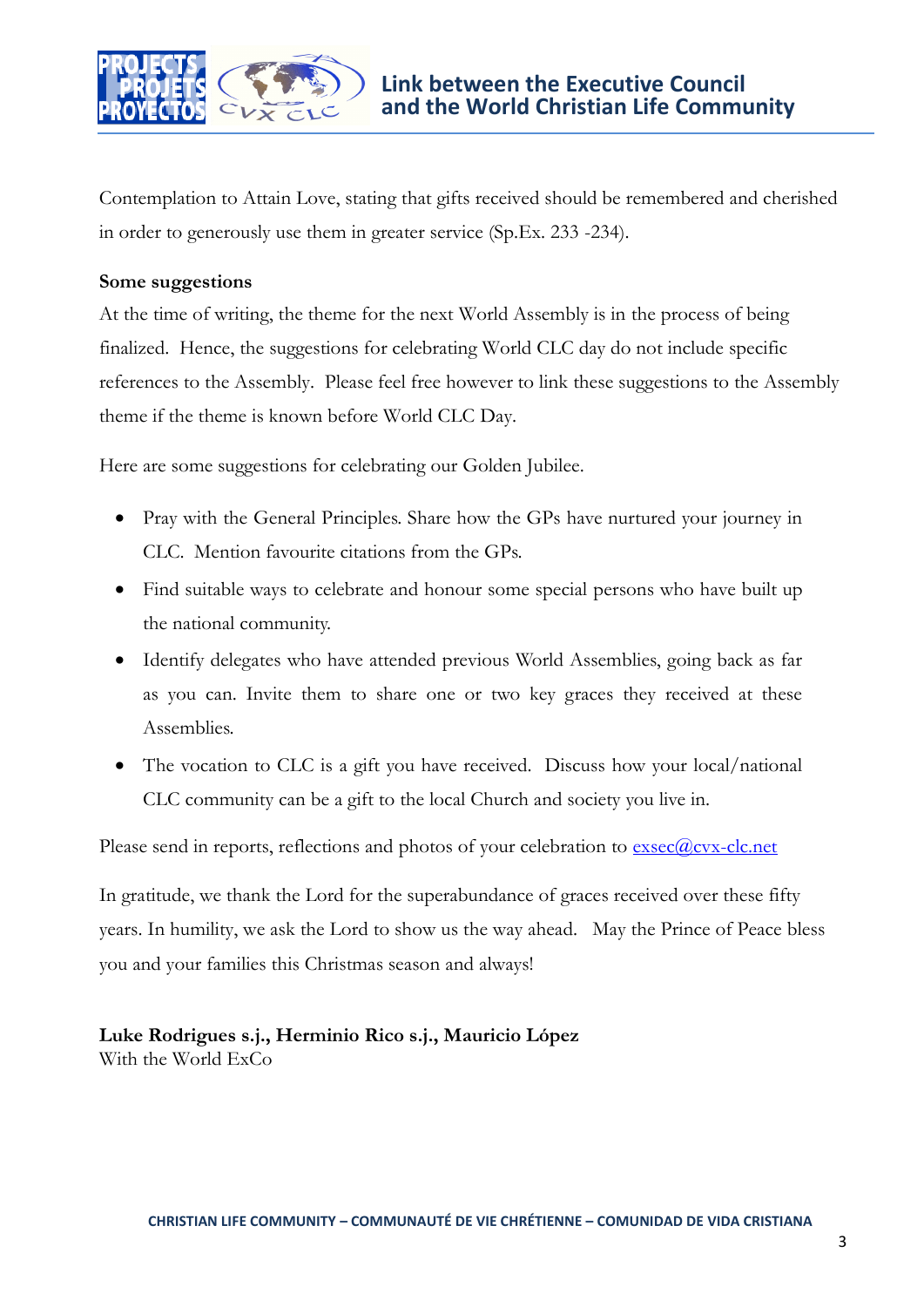Contemplation to Attain Love, stating that gifts received should be remembered and cherished in order to generously use them in greater service (Sp.Ex. 233 -234).

**Some suggestions**

At the time of writing, the theme for the next World Assembly is in the process of being finalized. Hence, the suggestions for celebrating World CLC day do not include specific references to the Assembly. Please feel free however to link these suggestions to the Assembly theme if the theme is known before World CLC Day.

Here are some suggestions for celebrating our Golden Jubilee.

- Pray with the General Principles. Share how the GPs have nurtured your journey in CLC. Mention favourite citations from the GPs.
- Find suitable ways to celebrate and honour some special persons who have built up the national community.
- Identify delegates who have attended previous World Assemblies, going back as far as you can. Invite them to share one or two key graces they received at these Assemblies.
- The vocation to CLC is a gift you have received. Discuss how your local/national CLC community can be a gift to the local Church and society you live in.

Please send in reports, reflections and photos of your celebration to exsec@cvx-clc.net

In gratitude, we thank the Lord for the superabundance of graces received over these fifty years. In humility, we ask the Lord to show us the way ahead. May the Prince of Peace bless you and your families this Christmas season and always!

**Luke Rodrigues s.j., Herminio Rico s.j., Mauricio López**
With the World ExCo